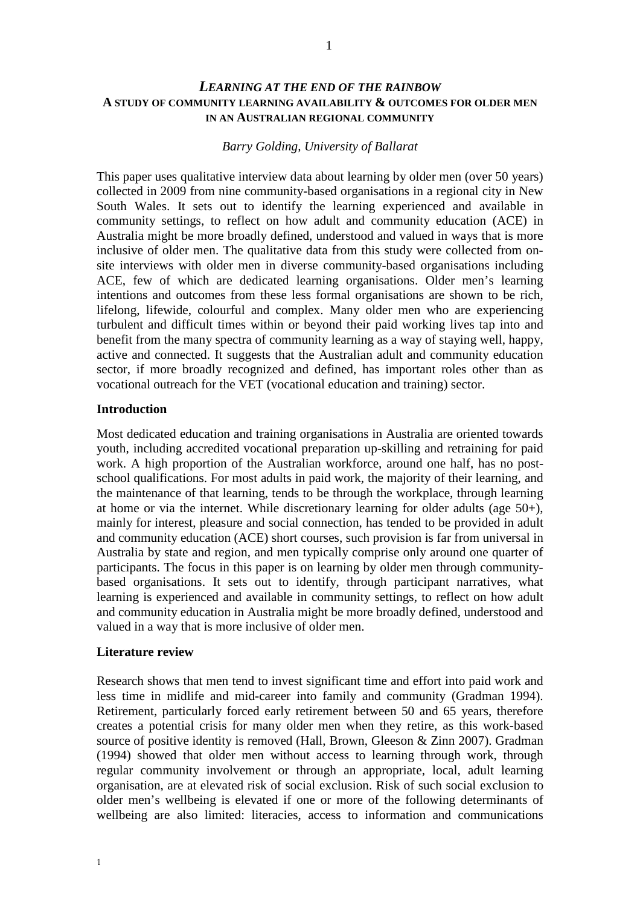# *LEARNING AT THE END OF THE RAINBOW*

## A STUDY OF COMMUNITY LEARNING AVAILABILITY & OUTCOMES FOR OLDER MEN IN AN AUSTRALIAN REGIONAL COMMUNITY

*Barry Golding, University of Ballarat*

This paper uses qualitative interview data about learning by older men (over 50 years) collected in 2009 from nine community-based organisations in a regional city in New South Wales. It sets out to identify the learning experienced and available in community settings, to reflect on how adult and community education (ACE) in Australia might be more broadly defined, understood and valued in ways that is more inclusive of older men. The qualitative data from this study were collected from on-site interviews with older men in diverse community-based organisations including ACE, few of which are dedicated learning organisations. Older men's learning intentions and outcomes from these less formal organisations are shown to be rich, lifelong, lifewide, colourful and complex. Many older men who are experiencing turbulent and difficult times within or beyond their paid working lives tap into and benefit from the many spectra of community learning as a way of staying well, happy, active and connected. It suggests that the Australian adult and community education sector, if more broadly recognized and defined, has important roles other than as vocational outreach for the VET (vocational education and training) sector.

**Introduction**

Most dedicated education and training organisations in Australia are oriented towards youth, including accredited vocational preparation up-skilling and retraining for paid work. A high proportion of the Australian workforce, around one half, has no post-school qualifications. For most adults in paid work, the majority of their learning, and the maintenance of that learning, tends to be through the workplace, through learning at home or via the internet. While discretionary learning for older adults (age 50+), mainly for interest, pleasure and social connection, has tended to be provided in adult and community education (ACE) short courses, such provision is far from universal in Australia by state and region, and men typically comprise only around one quarter of participants. The focus in this paper is on learning by older men through community-based organisations. It sets out to identify, through participant narratives, what learning is experienced and available in community settings, to reflect on how adult and community education in Australia might be more broadly defined, understood and valued in a way that is more inclusive of older men.

**Literature review**

Research shows that men tend to invest significant time and effort into paid work and less time in midlife and mid-career into family and community (Gradman 1994). Retirement, particularly forced early retirement between 50 and 65 years, therefore creates a potential crisis for many older men when they retire, as this work-based source of positive identity is removed (Hall, Brown, Gleeson & Zinn 2007). Gradman (1994) showed that older men without access to learning through work, through regular community involvement or through an appropriate, local, adult learning organisation, are at elevated risk of social exclusion. Risk of such social exclusion to older men's wellbeing is elevated if one or more of the following determinants of wellbeing are also limited: literacies, access to information and communications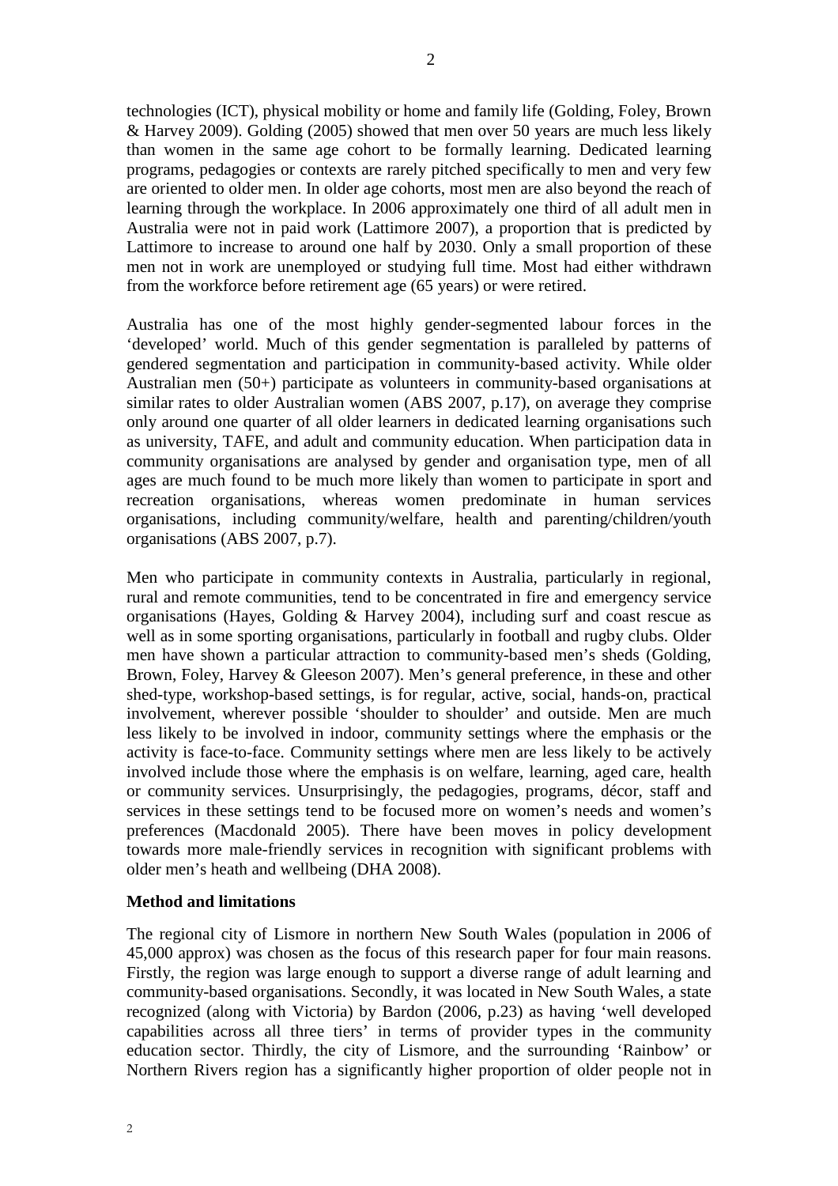technologies (ICT), physical mobility or home and family life (Golding, Foley, Brown & Harvey 2009). Golding (2005) showed that men over 50 years are much less likely than women in the same age cohort to be formally learning. Dedicated learning programs, pedagogies or contexts are rarely pitched specifically to men and very few are oriented to older men. In older age cohorts, most men are also beyond the reach of learning through the workplace. In 2006 approximately one third of all adult men in Australia were not in paid work (Lattimore 2007), a proportion that is predicted by Lattimore to increase to around one half by 2030. Only a small proportion of these men not in work are unemployed or studying full time. Most had either withdrawn from the workforce before retirement age (65 years) or were retired.

Australia has one of the most highly gender-segmented labour forces in the 'developed' world. Much of this gender segmentation is paralleled by patterns of gendered segmentation and participation in community-based activity. While older Australian men (50+) participate as volunteers in community-based organisations at similar rates to older Australian women (ABS 2007, p.17), on average they comprise only around one quarter of all older learners in dedicated learning organisations such as university, TAFE, and adult and community education. When participation data in community organisations are analysed by gender and organisation type, men of all ages are much found to be much more likely than women to participate in sport and recreation organisations, whereas women predominate in human services organisations, including community/welfare, health and parenting/children/youth organisations (ABS 2007, p.7).

Men who participate in community contexts in Australia, particularly in regional, rural and remote communities, tend to be concentrated in fire and emergency service organisations (Hayes, Golding & Harvey 2004), including surf and coast rescue as well as in some sporting organisations, particularly in football and rugby clubs. Older men have shown a particular attraction to community-based men's sheds (Golding, Brown, Foley, Harvey & Gleeson 2007). Men's general preference, in these and other shed-type, workshop-based settings, is for regular, active, social, hands-on, practical involvement, wherever possible 'shoulder to shoulder' and outside. Men are much less likely to be involved in indoor, community settings where the emphasis or the activity is face-to-face. Community settings where men are less likely to be actively involved include those where the emphasis is on welfare, learning, aged care, health or community services. Unsurprisingly, the pedagogies, programs, décor, staff and services in these settings tend to be focused more on women's needs and women's preferences (Macdonald 2005). There have been moves in policy development towards more male-friendly services in recognition with significant problems with older men's heath and wellbeing (DHA 2008).

**Method and limitations**

The regional city of Lismore in northern New South Wales (population in 2006 of 45,000 approx) was chosen as the focus of this research paper for four main reasons. Firstly, the region was large enough to support a diverse range of adult learning and community-based organisations. Secondly, it was located in New South Wales, a state recognized (along with Victoria) by Bardon (2006, p.23) as having 'well developed capabilities across all three tiers' in terms of provider types in the community education sector. Thirdly, the city of Lismore, and the surrounding 'Rainbow' or Northern Rivers region has a significantly higher proportion of older people not in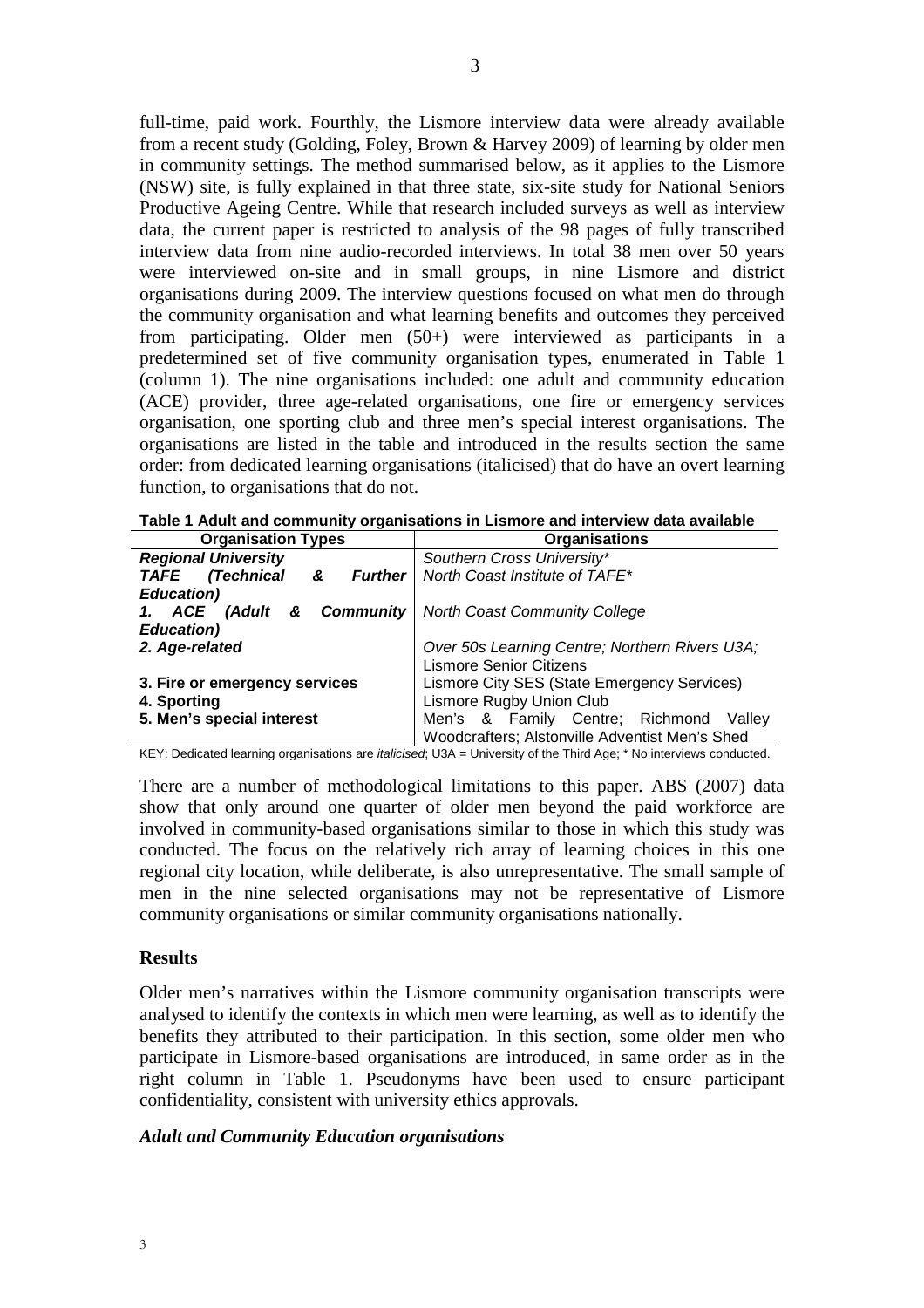full-time, paid work. Fourthly, the Lismore interview data were already available from a recent study (Golding, Foley, Brown & Harvey 2009) of learning by older men in community settings. The method summarised below, as it applies to the Lismore (NSW) site, is fully explained in that three state, six-site study for National Seniors Productive Ageing Centre. While that research included surveys as well as interview data, the current paper is restricted to analysis of the 98 pages of fully transcribed interview data from nine audio-recorded interviews. In total 38 men over 50 years were interviewed on-site and in small groups, in nine Lismore and district organisations during 2009. The interview questions focused on what men do through the community organisation and what learning benefits and outcomes they perceived from participating. Older men (50+) were interviewed as participants in a predetermined set of five community organisation types, enumerated in Table 1 (column 1). The nine organisations included: one adult and community education (ACE) provider, three age-related organisations, one fire or emergency services organisation, one sporting club and three men's special interest organisations. The organisations are listed in the table and introduced in the results section the same order: from dedicated learning organisations (italicised) that do have an overt learning function, to organisations that do not.

**Table 1 Adult and community organisations in Lismore and interview data available**

| Organisation Types | Organisations |
|---|---|
| ***Regional University*** | *Southern Cross University** |
| ***TAFE (Technical & Further Education)*** | *North Coast Institute of TAFE** |
| ***1. ACE (Adult & Community Education)*** | *North Coast Community College* |
| ***2. Age-related*** | *Over 50s Learning Centre; Northern Rivers U3A;* Lismore Senior Citizens |
| **3. Fire or emergency services** | Lismore City SES (State Emergency Services) |
| **4. Sporting** | Lismore Rugby Union Club |
| **5. Men's special interest** | Men's & Family Centre; Richmond Valley Woodcrafters; Alstonville Adventist Men's Shed |

KEY: Dedicated learning organisations are *italicised*; U3A = University of the Third Age; * No interviews conducted.

There are a number of methodological limitations to this paper. ABS (2007) data show that only around one quarter of older men beyond the paid workforce are involved in community-based organisations similar to those in which this study was conducted. The focus on the relatively rich array of learning choices in this one regional city location, while deliberate, is also unrepresentative. The small sample of men in the nine selected organisations may not be representative of Lismore community organisations or similar community organisations nationally.

## Results

Older men's narratives within the Lismore community organisation transcripts were analysed to identify the contexts in which men were learning, as well as to identify the benefits they attributed to their participation. In this section, some older men who participate in Lismore-based organisations are introduced, in same order as in the right column in Table 1. Pseudonyms have been used to ensure participant confidentiality, consistent with university ethics approvals.

### *Adult and Community Education organisations*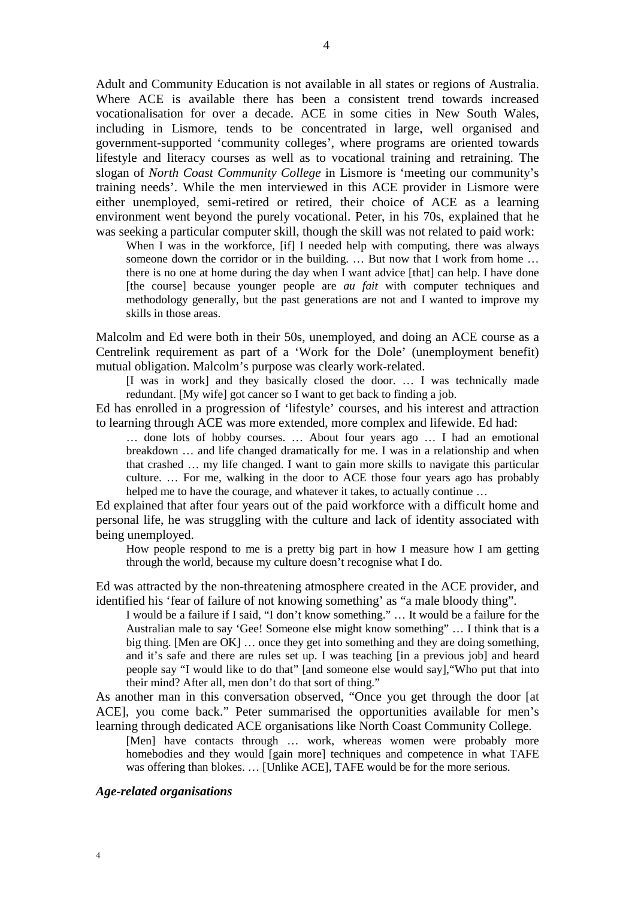Adult and Community Education is not available in all states or regions of Australia. Where ACE is available there has been a consistent trend towards increased vocationalisation for over a decade. ACE in some cities in New South Wales, including in Lismore, tends to be concentrated in large, well organised and government-supported 'community colleges', where programs are oriented towards lifestyle and literacy courses as well as to vocational training and retraining. The slogan of *North Coast Community College* in Lismore is 'meeting our community's training needs'. While the men interviewed in this ACE provider in Lismore were either unemployed, semi-retired or retired, their choice of ACE as a learning environment went beyond the purely vocational. Peter, in his 70s, explained that he was seeking a particular computer skill, though the skill was not related to paid work:

> When I was in the workforce, [if] I needed help with computing, there was always someone down the corridor or in the building. … But now that I work from home … there is no one at home during the day when I want advice [that] can help. I have done [the course] because younger people are *au fait* with computer techniques and methodology generally, but the past generations are not and I wanted to improve my skills in those areas.

Malcolm and Ed were both in their 50s, unemployed, and doing an ACE course as a Centrelink requirement as part of a 'Work for the Dole' (unemployment benefit) mutual obligation. Malcolm's purpose was clearly work-related.

> [I was in work] and they basically closed the door. … I was technically made redundant. [My wife] got cancer so I want to get back to finding a job.

Ed has enrolled in a progression of 'lifestyle' courses, and his interest and attraction to learning through ACE was more extended, more complex and lifewide. Ed had:

> … done lots of hobby courses. … About four years ago … I had an emotional breakdown … and life changed dramatically for me. I was in a relationship and when that crashed … my life changed. I want to gain more skills to navigate this particular culture. … For me, walking in the door to ACE those four years ago has probably helped me to have the courage, and whatever it takes, to actually continue …

Ed explained that after four years out of the paid workforce with a difficult home and personal life, he was struggling with the culture and lack of identity associated with being unemployed.

> How people respond to me is a pretty big part in how I measure how I am getting through the world, because my culture doesn't recognise what I do.

Ed was attracted by the non-threatening atmosphere created in the ACE provider, and identified his 'fear of failure of not knowing something' as "a male bloody thing".

> I would be a failure if I said, "I don't know something." … It would be a failure for the Australian male to say 'Gee! Someone else might know something" … I think that is a big thing. [Men are OK] … once they get into something and they are doing something, and it's safe and there are rules set up. I was teaching [in a previous job] and heard people say "I would like to do that" [and someone else would say],"Who put that into their mind? After all, men don't do that sort of thing."

As another man in this conversation observed, "Once you get through the door [at ACE], you come back." Peter summarised the opportunities available for men's learning through dedicated ACE organisations like North Coast Community College.

> [Men] have contacts through … work, whereas women were probably more homebodies and they would [gain more] techniques and competence in what TAFE was offering than blokes. … [Unlike ACE], TAFE would be for the more serious.

### *Age-related organisations*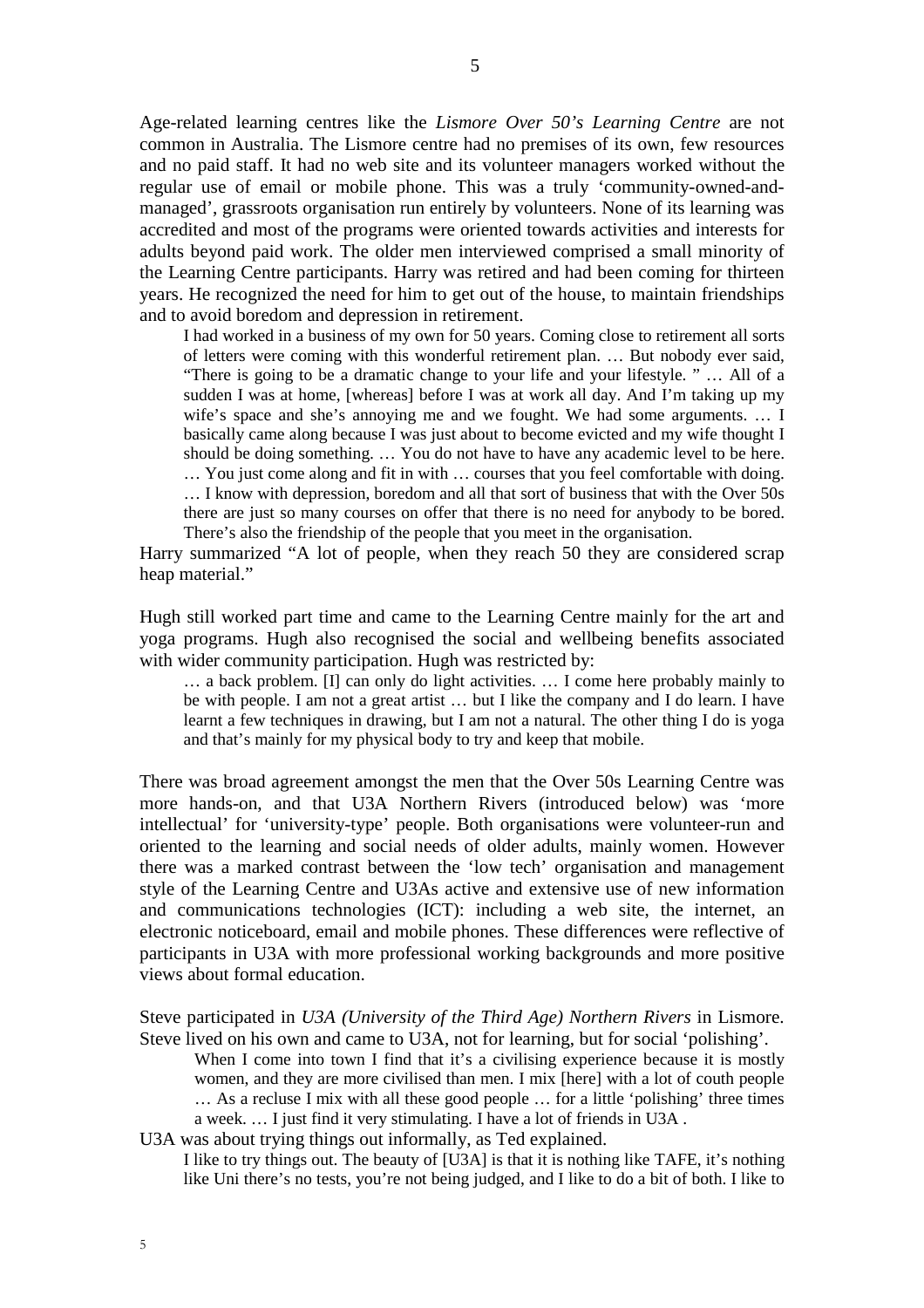Age-related learning centres like the *Lismore Over 50's Learning Centre* are not common in Australia. The Lismore centre had no premises of its own, few resources and no paid staff. It had no web site and its volunteer managers worked without the regular use of email or mobile phone. This was a truly 'community-owned-and-managed', grassroots organisation run entirely by volunteers. None of its learning was accredited and most of the programs were oriented towards activities and interests for adults beyond paid work. The older men interviewed comprised a small minority of the Learning Centre participants. Harry was retired and had been coming for thirteen years. He recognized the need for him to get out of the house, to maintain friendships and to avoid boredom and depression in retirement.

> I had worked in a business of my own for 50 years. Coming close to retirement all sorts of letters were coming with this wonderful retirement plan. … But nobody ever said, "There is going to be a dramatic change to your life and your lifestyle. " … All of a sudden I was at home, [whereas] before I was at work all day. And I'm taking up my wife's space and she's annoying me and we fought. We had some arguments. … I basically came along because I was just about to become evicted and my wife thought I should be doing something. … You do not have to have any academic level to be here. … You just come along and fit in with … courses that you feel comfortable with doing. … I know with depression, boredom and all that sort of business that with the Over 50s there are just so many courses on offer that there is no need for anybody to be bored. There's also the friendship of the people that you meet in the organisation.

Harry summarized "A lot of people, when they reach 50 they are considered scrap heap material."

Hugh still worked part time and came to the Learning Centre mainly for the art and yoga programs. Hugh also recognised the social and wellbeing benefits associated with wider community participation. Hugh was restricted by:

> … a back problem. [I] can only do light activities. … I come here probably mainly to be with people. I am not a great artist … but I like the company and I do learn. I have learnt a few techniques in drawing, but I am not a natural. The other thing I do is yoga and that's mainly for my physical body to try and keep that mobile.

There was broad agreement amongst the men that the Over 50s Learning Centre was more hands-on, and that U3A Northern Rivers (introduced below) was 'more intellectual' for 'university-type' people. Both organisations were volunteer-run and oriented to the learning and social needs of older adults, mainly women. However there was a marked contrast between the 'low tech' organisation and management style of the Learning Centre and U3As active and extensive use of new information and communications technologies (ICT): including a web site, the internet, an electronic noticeboard, email and mobile phones. These differences were reflective of participants in U3A with more professional working backgrounds and more positive views about formal education.

Steve participated in *U3A (University of the Third Age) Northern Rivers* in Lismore. Steve lived on his own and came to U3A, not for learning, but for social 'polishing'.

> When I come into town I find that it's a civilising experience because it is mostly women, and they are more civilised than men. I mix [here] with a lot of couth people … As a recluse I mix with all these good people … for a little 'polishing' three times a week. … I just find it very stimulating. I have a lot of friends in U3A .

U3A was about trying things out informally, as Ted explained.

> I like to try things out. The beauty of [U3A] is that it is nothing like TAFE, it's nothing like Uni there's no tests, you're not being judged, and I like to do a bit of both. I like to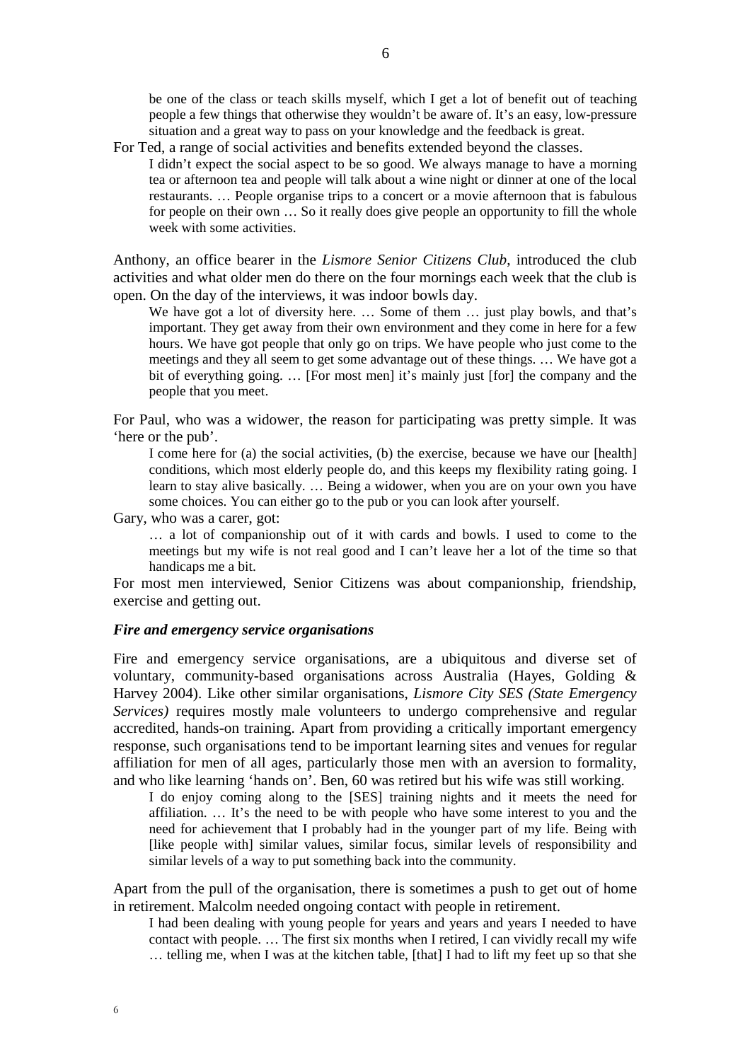> be one of the class or teach skills myself, which I get a lot of benefit out of teaching people a few things that otherwise they wouldn't be aware of. It's an easy, low-pressure situation and a great way to pass on your knowledge and the feedback is great.

For Ted, a range of social activities and benefits extended beyond the classes.

> I didn't expect the social aspect to be so good. We always manage to have a morning tea or afternoon tea and people will talk about a wine night or dinner at one of the local restaurants. … People organise trips to a concert or a movie afternoon that is fabulous for people on their own … So it really does give people an opportunity to fill the whole week with some activities.

Anthony, an office bearer in the *Lismore Senior Citizens Club*, introduced the club activities and what older men do there on the four mornings each week that the club is open. On the day of the interviews, it was indoor bowls day.

> We have got a lot of diversity here. … Some of them … just play bowls, and that's important. They get away from their own environment and they come in here for a few hours. We have got people that only go on trips. We have people who just come to the meetings and they all seem to get some advantage out of these things. … We have got a bit of everything going. … [For most men] it's mainly just [for] the company and the people that you meet.

For Paul, who was a widower, the reason for participating was pretty simple. It was 'here or the pub'.

> I come here for (a) the social activities, (b) the exercise, because we have our [health] conditions, which most elderly people do, and this keeps my flexibility rating going. I learn to stay alive basically. … Being a widower, when you are on your own you have some choices. You can either go to the pub or you can look after yourself.

Gary, who was a carer, got:

> … a lot of companionship out of it with cards and bowls. I used to come to the meetings but my wife is not real good and I can't leave her a lot of the time so that handicaps me a bit.

For most men interviewed, Senior Citizens was about companionship, friendship, exercise and getting out.

### *Fire and emergency service organisations*

Fire and emergency service organisations, are a ubiquitous and diverse set of voluntary, community-based organisations across Australia (Hayes, Golding & Harvey 2004). Like other similar organisations, *Lismore City SES (State Emergency Services)* requires mostly male volunteers to undergo comprehensive and regular accredited, hands-on training. Apart from providing a critically important emergency response, such organisations tend to be important learning sites and venues for regular affiliation for men of all ages, particularly those men with an aversion to formality, and who like learning 'hands on'. Ben, 60 was retired but his wife was still working.

> I do enjoy coming along to the [SES] training nights and it meets the need for affiliation. … It's the need to be with people who have some interest to you and the need for achievement that I probably had in the younger part of my life. Being with [like people with] similar values, similar focus, similar levels of responsibility and similar levels of a way to put something back into the community.

Apart from the pull of the organisation, there is sometimes a push to get out of home in retirement. Malcolm needed ongoing contact with people in retirement.

> I had been dealing with young people for years and years and years I needed to have contact with people. … The first six months when I retired, I can vividly recall my wife … telling me, when I was at the kitchen table, [that] I had to lift my feet up so that she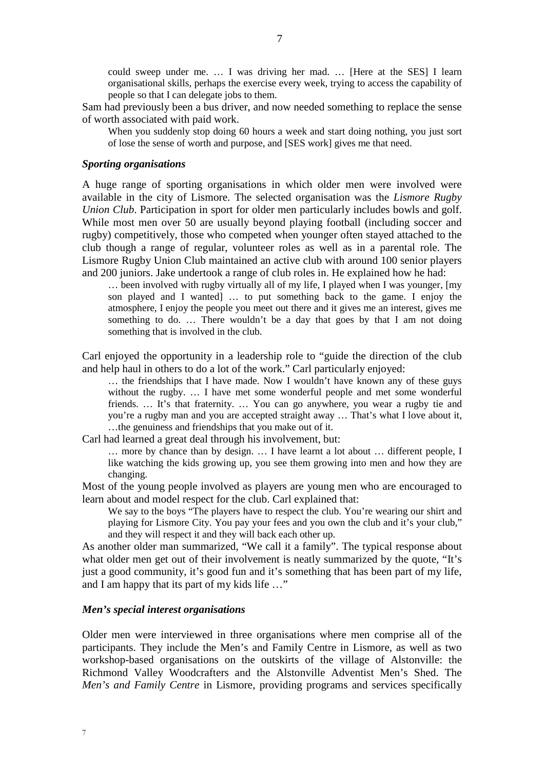> could sweep under me. … I was driving her mad. … [Here at the SES] I learn organisational skills, perhaps the exercise every week, trying to access the capability of people so that I can delegate jobs to them.

Sam had previously been a bus driver, and now needed something to replace the sense of worth associated with paid work.

> When you suddenly stop doing 60 hours a week and start doing nothing, you just sort of lose the sense of worth and purpose, and [SES work] gives me that need.

### *Sporting organisations*

A huge range of sporting organisations in which older men were involved were available in the city of Lismore. The selected organisation was the *Lismore Rugby Union Club*. Participation in sport for older men particularly includes bowls and golf. While most men over 50 are usually beyond playing football (including soccer and rugby) competitively, those who competed when younger often stayed attached to the club though a range of regular, volunteer roles as well as in a parental role. The Lismore Rugby Union Club maintained an active club with around 100 senior players and 200 juniors. Jake undertook a range of club roles in. He explained how he had:

> … been involved with rugby virtually all of my life, I played when I was younger, [my son played and I wanted] … to put something back to the game. I enjoy the atmosphere, I enjoy the people you meet out there and it gives me an interest, gives me something to do. … There wouldn't be a day that goes by that I am not doing something that is involved in the club.

Carl enjoyed the opportunity in a leadership role to "guide the direction of the club and help haul in others to do a lot of the work." Carl particularly enjoyed:

> … the friendships that I have made. Now I wouldn't have known any of these guys without the rugby. … I have met some wonderful people and met some wonderful friends. … It's that fraternity. … You can go anywhere, you wear a rugby tie and you're a rugby man and you are accepted straight away … That's what I love about it, …the genuiness and friendships that you make out of it.

Carl had learned a great deal through his involvement, but:

> … more by chance than by design. … I have learnt a lot about … different people, I like watching the kids growing up, you see them growing into men and how they are changing.

Most of the young people involved as players are young men who are encouraged to learn about and model respect for the club. Carl explained that:

> We say to the boys "The players have to respect the club. You're wearing our shirt and playing for Lismore City. You pay your fees and you own the club and it's your club," and they will respect it and they will back each other up.

As another older man summarized, "We call it a family". The typical response about what older men get out of their involvement is neatly summarized by the quote, "It's just a good community, it's good fun and it's something that has been part of my life, and I am happy that its part of my kids life …"

### *Men's special interest organisations*

Older men were interviewed in three organisations where men comprise all of the participants. They include the Men's and Family Centre in Lismore, as well as two workshop-based organisations on the outskirts of the village of Alstonville: the Richmond Valley Woodcrafters and the Alstonville Adventist Men's Shed. The *Men's and Family Centre* in Lismore, providing programs and services specifically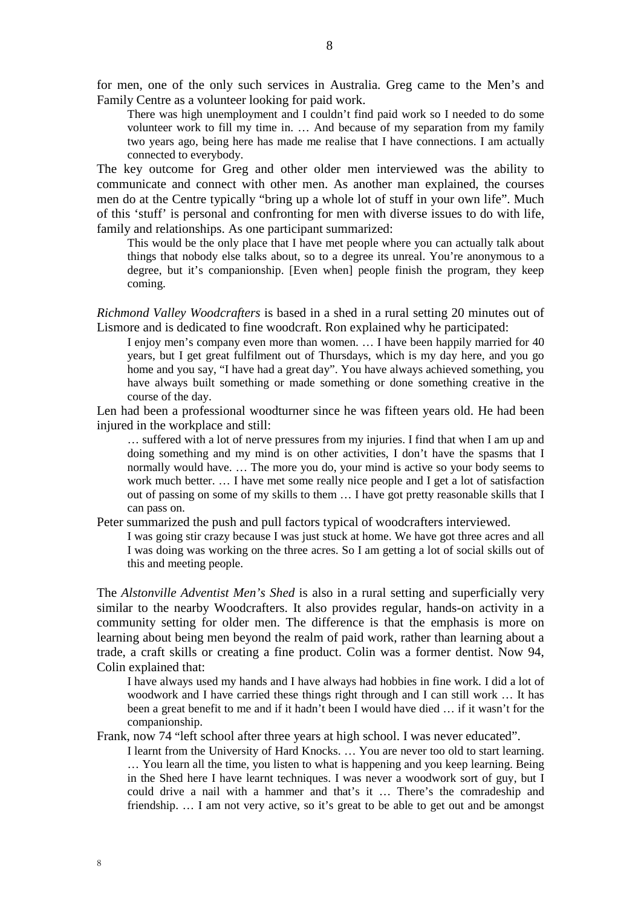for men, one of the only such services in Australia. Greg came to the Men's and Family Centre as a volunteer looking for paid work.

> There was high unemployment and I couldn't find paid work so I needed to do some volunteer work to fill my time in. … And because of my separation from my family two years ago, being here has made me realise that I have connections. I am actually connected to everybody.

The key outcome for Greg and other older men interviewed was the ability to communicate and connect with other men. As another man explained, the courses men do at the Centre typically "bring up a whole lot of stuff in your own life". Much of this 'stuff' is personal and confronting for men with diverse issues to do with life, family and relationships. As one participant summarized:

> This would be the only place that I have met people where you can actually talk about things that nobody else talks about, so to a degree its unreal. You're anonymous to a degree, but it's companionship. [Even when] people finish the program, they keep coming.

*Richmond Valley Woodcrafters* is based in a shed in a rural setting 20 minutes out of Lismore and is dedicated to fine woodcraft. Ron explained why he participated:

> I enjoy men's company even more than women. … I have been happily married for 40 years, but I get great fulfilment out of Thursdays, which is my day here, and you go home and you say, "I have had a great day". You have always achieved something, you have always built something or made something or done something creative in the course of the day.

Len had been a professional woodturner since he was fifteen years old. He had been injured in the workplace and still:

> … suffered with a lot of nerve pressures from my injuries. I find that when I am up and doing something and my mind is on other activities, I don't have the spasms that I normally would have. … The more you do, your mind is active so your body seems to work much better. … I have met some really nice people and I get a lot of satisfaction out of passing on some of my skills to them … I have got pretty reasonable skills that I can pass on.

Peter summarized the push and pull factors typical of woodcrafters interviewed.

> I was going stir crazy because I was just stuck at home. We have got three acres and all I was doing was working on the three acres. So I am getting a lot of social skills out of this and meeting people.

The *Alstonville Adventist Men's Shed* is also in a rural setting and superficially very similar to the nearby Woodcrafters. It also provides regular, hands-on activity in a community setting for older men. The difference is that the emphasis is more on learning about being men beyond the realm of paid work, rather than learning about a trade, a craft skills or creating a fine product. Colin was a former dentist. Now 94, Colin explained that:

> I have always used my hands and I have always had hobbies in fine work. I did a lot of woodwork and I have carried these things right through and I can still work … It has been a great benefit to me and if it hadn't been I would have died … if it wasn't for the companionship.

Frank, now 74 "left school after three years at high school. I was never educated".

> I learnt from the University of Hard Knocks. … You are never too old to start learning. … You learn all the time, you listen to what is happening and you keep learning. Being in the Shed here I have learnt techniques. I was never a woodwork sort of guy, but I could drive a nail with a hammer and that's it … There's the comradeship and friendship. … I am not very active, so it's great to be able to get out and be amongst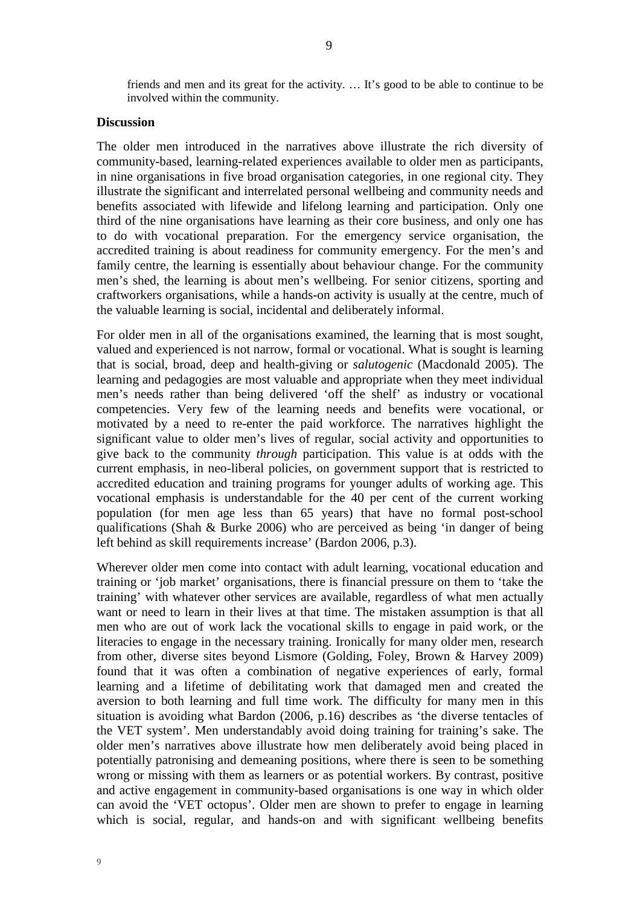friends and men and its great for the activity. … It's good to be able to continue to be involved within the community.

## Discussion

The older men introduced in the narratives above illustrate the rich diversity of community-based, learning-related experiences available to older men as participants, in nine organisations in five broad organisation categories, in one regional city. They illustrate the significant and interrelated personal wellbeing and community needs and benefits associated with lifewide and lifelong learning and participation. Only one third of the nine organisations have learning as their core business, and only one has to do with vocational preparation. For the emergency service organisation, the accredited training is about readiness for community emergency. For the men's and family centre, the learning is essentially about behaviour change. For the community men's shed, the learning is about men's wellbeing. For senior citizens, sporting and craftworkers organisations, while a hands-on activity is usually at the centre, much of the valuable learning is social, incidental and deliberately informal.

For older men in all of the organisations examined, the learning that is most sought, valued and experienced is not narrow, formal or vocational. What is sought is learning that is social, broad, deep and health-giving or *salutogenic* (Macdonald 2005). The learning and pedagogies are most valuable and appropriate when they meet individual men's needs rather than being delivered 'off the shelf' as industry or vocational competencies. Very few of the learning needs and benefits were vocational, or motivated by a need to re-enter the paid workforce. The narratives highlight the significant value to older men's lives of regular, social activity and opportunities to give back to the community *through* participation. This value is at odds with the current emphasis, in neo-liberal policies, on government support that is restricted to accredited education and training programs for younger adults of working age. This vocational emphasis is understandable for the 40 per cent of the current working population (for men age less than 65 years) that have no formal post-school qualifications (Shah & Burke 2006) who are perceived as being 'in danger of being left behind as skill requirements increase' (Bardon 2006, p.3).

Wherever older men come into contact with adult learning, vocational education and training or 'job market' organisations, there is financial pressure on them to 'take the training' with whatever other services are available, regardless of what men actually want or need to learn in their lives at that time. The mistaken assumption is that all men who are out of work lack the vocational skills to engage in paid work, or the literacies to engage in the necessary training. Ironically for many older men, research from other, diverse sites beyond Lismore (Golding, Foley, Brown & Harvey 2009) found that it was often a combination of negative experiences of early, formal learning and a lifetime of debilitating work that damaged men and created the aversion to both learning and full time work. The difficulty for many men in this situation is avoiding what Bardon (2006, p.16) describes as 'the diverse tentacles of the VET system'. Men understandably avoid doing training for training's sake. The older men's narratives above illustrate how men deliberately avoid being placed in potentially patronising and demeaning positions, where there is seen to be something wrong or missing with them as learners or as potential workers. By contrast, positive and active engagement in community-based organisations is one way in which older can avoid the 'VET octopus'. Older men are shown to prefer to engage in learning which is social, regular, and hands-on and with significant wellbeing benefits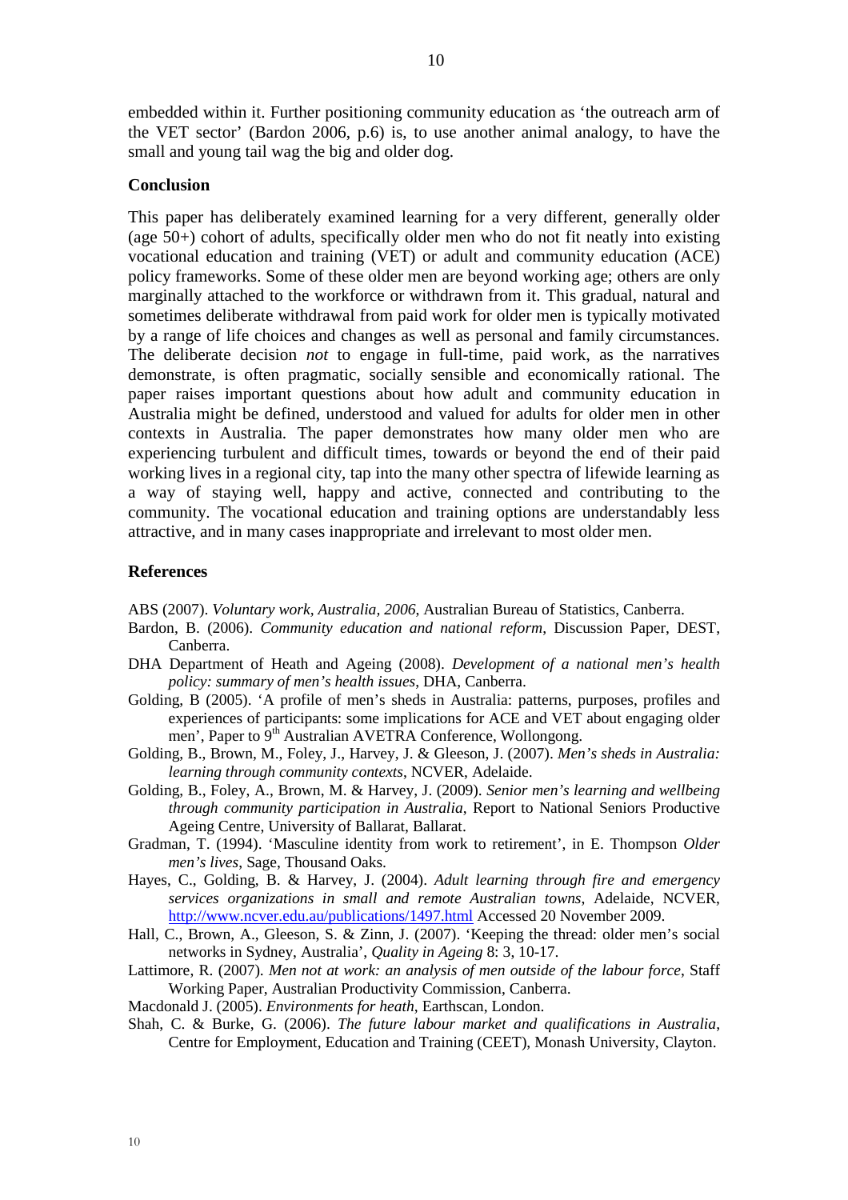embedded within it. Further positioning community education as 'the outreach arm of the VET sector' (Bardon 2006, p.6) is, to use another animal analogy, to have the small and young tail wag the big and older dog.

## Conclusion

This paper has deliberately examined learning for a very different, generally older (age 50+) cohort of adults, specifically older men who do not fit neatly into existing vocational education and training (VET) or adult and community education (ACE) policy frameworks. Some of these older men are beyond working age; others are only marginally attached to the workforce or withdrawn from it. This gradual, natural and sometimes deliberate withdrawal from paid work for older men is typically motivated by a range of life choices and changes as well as personal and family circumstances. The deliberate decision *not* to engage in full-time, paid work, as the narratives demonstrate, is often pragmatic, socially sensible and economically rational. The paper raises important questions about how adult and community education in Australia might be defined, understood and valued for adults for older men in other contexts in Australia. The paper demonstrates how many older men who are experiencing turbulent and difficult times, towards or beyond the end of their paid working lives in a regional city, tap into the many other spectra of lifewide learning as a way of staying well, happy and active, connected and contributing to the community. The vocational education and training options are understandably less attractive, and in many cases inappropriate and irrelevant to most older men.

## References

ABS (2007). *Voluntary work, Australia, 2006*, Australian Bureau of Statistics, Canberra.

Bardon, B. (2006). *Community education and national reform*, Discussion Paper, DEST, Canberra.

DHA Department of Heath and Ageing (2008). *Development of a national men's health policy: summary of men's health issues*, DHA, Canberra.

Golding, B (2005). 'A profile of men's sheds in Australia: patterns, purposes, profiles and experiences of participants: some implications for ACE and VET about engaging older men', Paper to 9th Australian AVETRA Conference, Wollongong.

Golding, B., Brown, M., Foley, J., Harvey, J. & Gleeson, J. (2007). *Men's sheds in Australia: learning through community contexts*, NCVER, Adelaide.

Golding, B., Foley, A., Brown, M. & Harvey, J. (2009). *Senior men's learning and wellbeing through community participation in Australia*, Report to National Seniors Productive Ageing Centre, University of Ballarat, Ballarat.

Gradman, T. (1994). 'Masculine identity from work to retirement', in E. Thompson *Older men's lives*, Sage, Thousand Oaks.

Hayes, C., Golding, B. & Harvey, J. (2004). *Adult learning through fire and emergency services organizations in small and remote Australian towns*, Adelaide, NCVER, http://www.ncver.edu.au/publications/1497.html Accessed 20 November 2009.

Hall, C., Brown, A., Gleeson, S. & Zinn, J. (2007). 'Keeping the thread: older men's social networks in Sydney, Australia', *Quality in Ageing* 8: 3, 10-17.

Lattimore, R. (2007). *Men not at work: an analysis of men outside of the labour force*, Staff Working Paper, Australian Productivity Commission, Canberra.

Macdonald J. (2005). *Environments for heath*, Earthscan, London.

Shah, C. & Burke, G. (2006). *The future labour market and qualifications in Australia*, Centre for Employment, Education and Training (CEET), Monash University, Clayton.